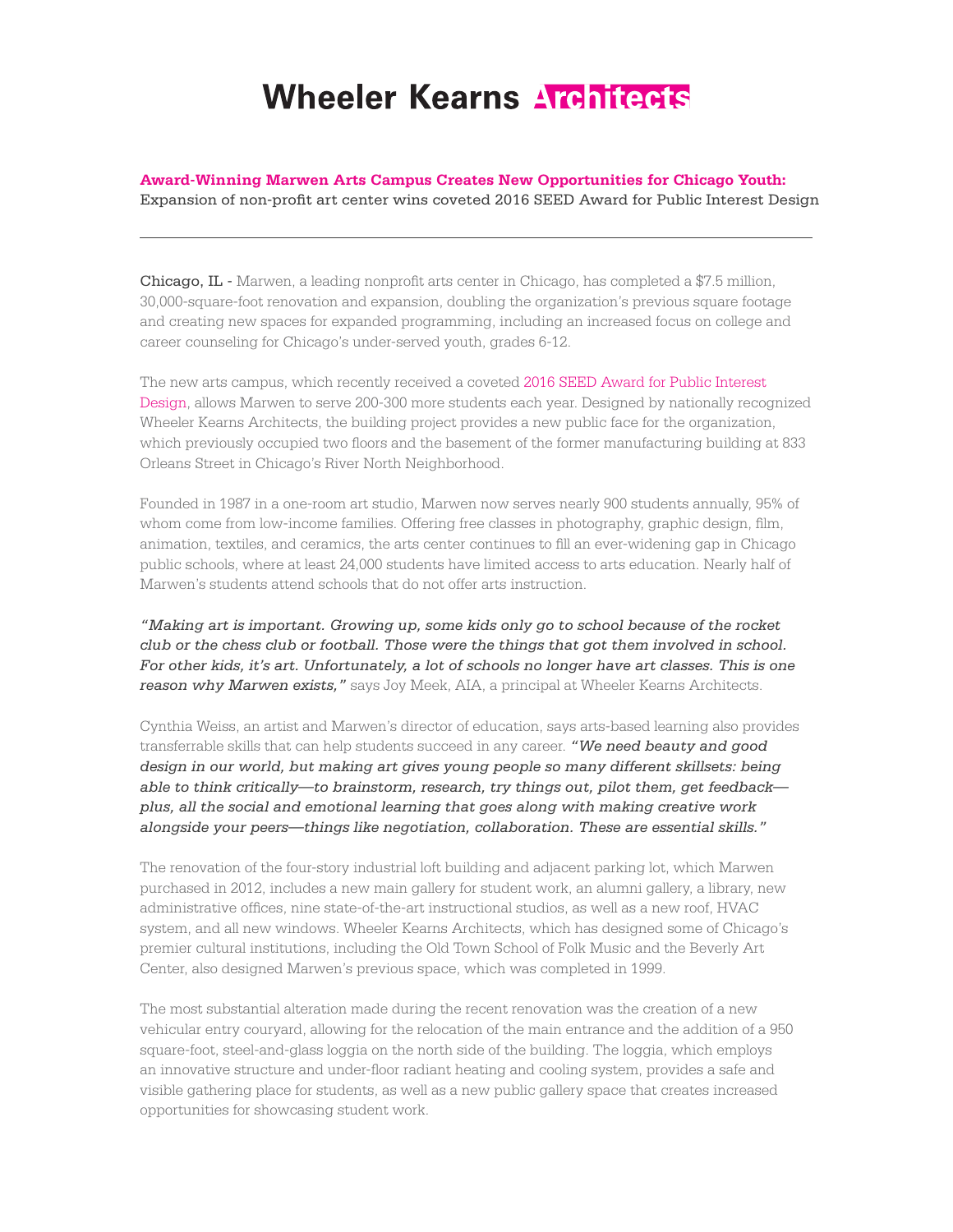# Wheeler Kearns Architects

**Award-Winning Marwen Arts Campus Creates New Opportunities for Chicago Youth:**
Expansion of non-profit art center wins coveted 2016 SEED Award for Public Interest Design

---

Chicago, IL - Marwen, a leading nonprofit arts center in Chicago, has completed a $7.5 million, 30,000-square-foot renovation and expansion, doubling the organization's previous square footage and creating new spaces for expanded programming, including an increased focus on college and career counseling for Chicago's under-served youth, grades 6-12.

The new arts campus, which recently received a coveted 2016 SEED Award for Public Interest Design, allows Marwen to serve 200-300 more students each year. Designed by nationally recognized Wheeler Kearns Architects, the building project provides a new public face for the organization, which previously occupied two floors and the basement of the former manufacturing building at 833 Orleans Street in Chicago's River North Neighborhood.

Founded in 1987 in a one-room art studio, Marwen now serves nearly 900 students annually, 95% of whom come from low-income families. Offering free classes in photography, graphic design, film, animation, textiles, and ceramics, the arts center continues to fill an ever-widening gap in Chicago public schools, where at least 24,000 students have limited access to arts education. Nearly half of Marwen's students attend schools that do not offer arts instruction.

***"Making art is important. Growing up, some kids only go to school because of the rocket club or the chess club or football. Those were the things that got them involved in school. For other kids, it's art. Unfortunately, a lot of schools no longer have art classes. This is one reason why Marwen exists,"*** says Joy Meek, AIA, a principal at Wheeler Kearns Architects.

Cynthia Weiss, an artist and Marwen's director of education, says arts-based learning also provides transferrable skills that can help students succeed in any career. ***"We need beauty and good design in our world, but making art gives young people so many different skillsets: being able to think critically—to brainstorm, research, try things out, pilot them, get feedback—plus, all the social and emotional learning that goes along with making creative work alongside your peers—things like negotiation, collaboration. These are essential skills."***

The renovation of the four-story industrial loft building and adjacent parking lot, which Marwen purchased in 2012, includes a new main gallery for student work, an alumni gallery, a library, new administrative offices, nine state-of-the-art instructional studios, as well as a new roof, HVAC system, and all new windows. Wheeler Kearns Architects, which has designed some of Chicago's premier cultural institutions, including the Old Town School of Folk Music and the Beverly Art Center, also designed Marwen's previous space, which was completed in 1999.

The most substantial alteration made during the recent renovation was the creation of a new vehicular entry couryard, allowing for the relocation of the main entrance and the addition of a 950 square-foot, steel-and-glass loggia on the north side of the building. The loggia, which employs an innovative structure and under-floor radiant heating and cooling system, provides a safe and visible gathering place for students, as well as a new public gallery space that creates increased opportunities for showcasing student work.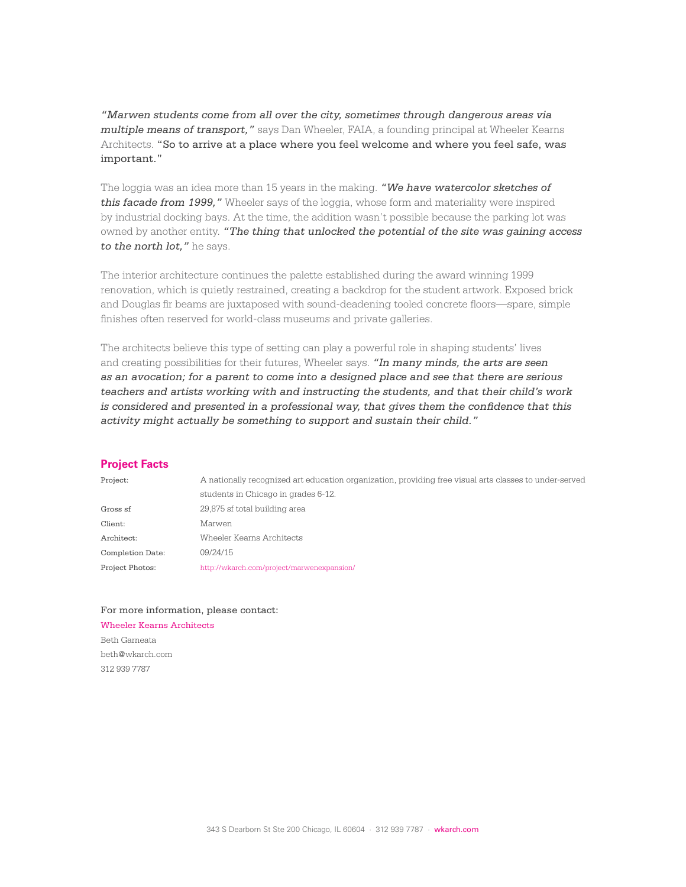*"Marwen students come from all over the city, sometimes through dangerous areas via multiple means of transport,"* says Dan Wheeler, FAIA, a founding principal at Wheeler Kearns Architects. "So to arrive at a place where you feel welcome and where you feel safe, was important."

The loggia was an idea more than 15 years in the making. *"We have watercolor sketches of this facade from 1999,"* Wheeler says of the loggia, whose form and materiality were inspired by industrial docking bays. At the time, the addition wasn't possible because the parking lot was owned by another entity. *"The thing that unlocked the potential of the site was gaining access to the north lot,"* he says.

The interior architecture continues the palette established during the award winning 1999 renovation, which is quietly restrained, creating a backdrop for the student artwork. Exposed brick and Douglas fir beams are juxtaposed with sound-deadening tooled concrete floors—spare, simple finishes often reserved for world-class museums and private galleries.

The architects believe this type of setting can play a powerful role in shaping students' lives and creating possibilities for their futures, Wheeler says. *"In many minds, the arts are seen as an avocation; for a parent to come into a designed place and see that there are serious teachers and artists working with and instructing the students, and that their child's work is considered and presented in a professional way, that gives them the confidence that this activity might actually be something to support and sustain their child."*

## Project Facts

| | |
|---|---|
| Project: | A nationally recognized art education organization, providing free visual arts classes to under-served students in Chicago in grades 6-12. |
| Gross sf | 29,875 sf total building area |
| Client: | Marwen |
| Architect: | Wheeler Kearns Architects |
| Completion Date: | 09/24/15 |
| Project Photos: | http://wkarch.com/project/marwenexpansion/ |

For more information, please contact:

Wheeler Kearns Architects
Beth Garneata
beth@wkarch.com
312 939 7787

343 S Dearborn St Ste 200 Chicago, IL 60604 · 312 939 7787 · wkarch.com